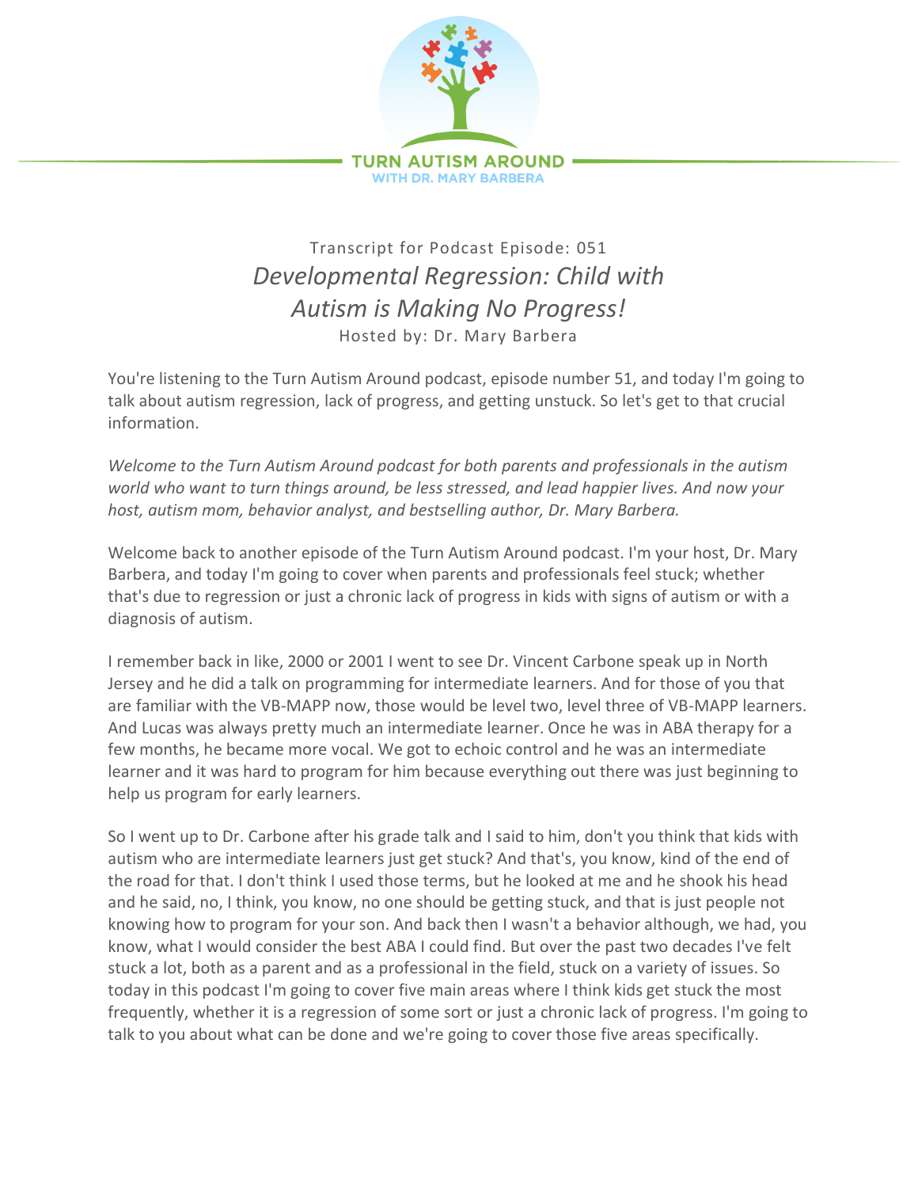Transcript for Podcast Episode: 051

# *Developmental Regression: Child with Autism is Making No Progress!*

Hosted by: Dr. Mary Barbera

You're listening to the Turn Autism Around podcast, episode number 51, and today I'm going to talk about autism regression, lack of progress, and getting unstuck. So let's get to that crucial information.

*Welcome to the Turn Autism Around podcast for both parents and professionals in the autism world who want to turn things around, be less stressed, and lead happier lives. And now your host, autism mom, behavior analyst, and bestselling author, Dr. Mary Barbera.*

Welcome back to another episode of the Turn Autism Around podcast. I'm your host, Dr. Mary Barbera, and today I'm going to cover when parents and professionals feel stuck; whether that's due to regression or just a chronic lack of progress in kids with signs of autism or with a diagnosis of autism.

I remember back in like, 2000 or 2001 I went to see Dr. Vincent Carbone speak up in North Jersey and he did a talk on programming for intermediate learners. And for those of you that are familiar with the VB-MAPP now, those would be level two, level three of VB-MAPP learners. And Lucas was always pretty much an intermediate learner. Once he was in ABA therapy for a few months, he became more vocal. We got to echoic control and he was an intermediate learner and it was hard to program for him because everything out there was just beginning to help us program for early learners.

So I went up to Dr. Carbone after his grade talk and I said to him, don't you think that kids with autism who are intermediate learners just get stuck? And that's, you know, kind of the end of the road for that. I don't think I used those terms, but he looked at me and he shook his head and he said, no, I think, you know, no one should be getting stuck, and that is just people not knowing how to program for your son. And back then I wasn't a behavior although, we had, you know, what I would consider the best ABA I could find. But over the past two decades I've felt stuck a lot, both as a parent and as a professional in the field, stuck on a variety of issues. So today in this podcast I'm going to cover five main areas where I think kids get stuck the most frequently, whether it is a regression of some sort or just a chronic lack of progress. I'm going to talk to you about what can be done and we're going to cover those five areas specifically.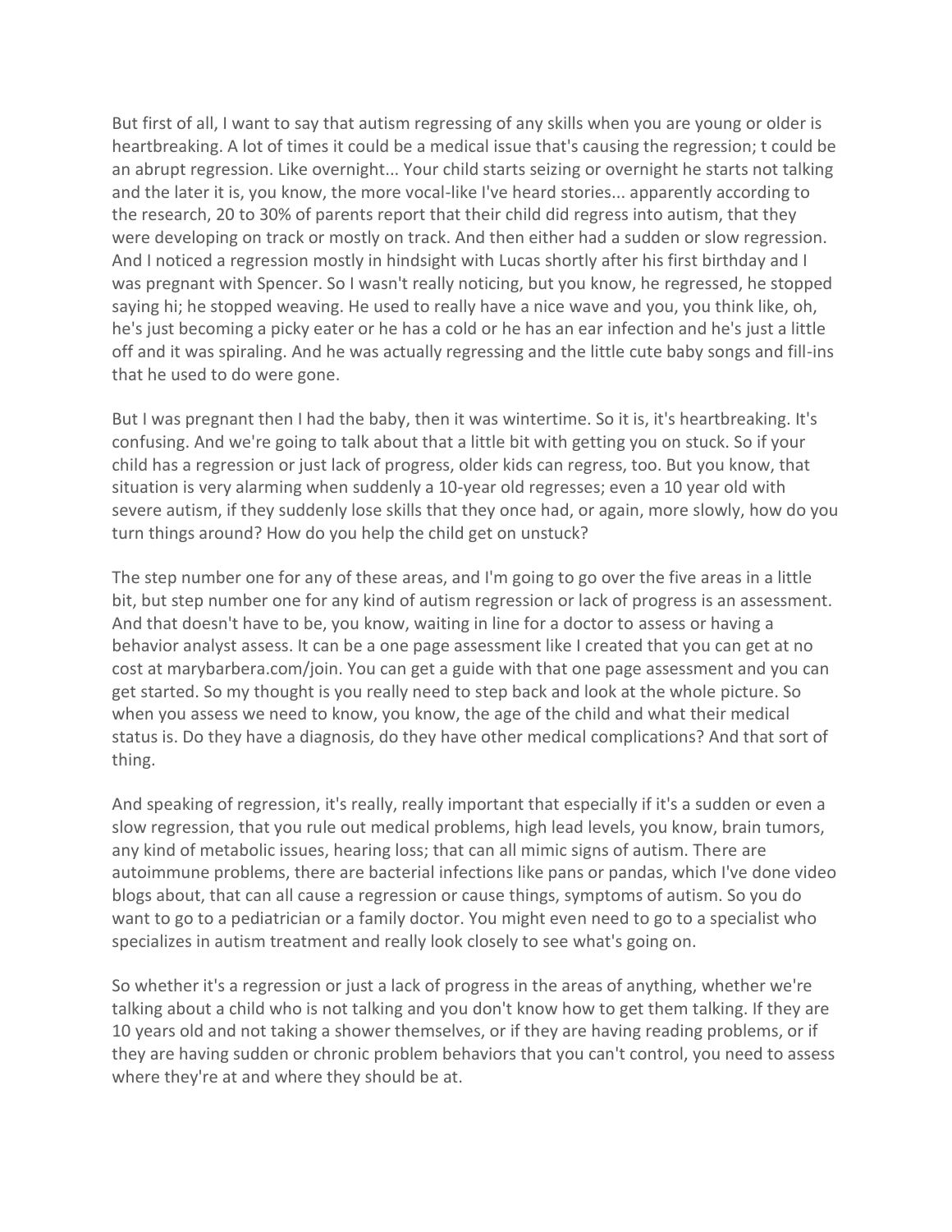But first of all, I want to say that autism regressing of any skills when you are young or older is heartbreaking. A lot of times it could be a medical issue that's causing the regression; t could be an abrupt regression. Like overnight... Your child starts seizing or overnight he starts not talking and the later it is, you know, the more vocal-like I've heard stories... apparently according to the research, 20 to 30% of parents report that their child did regress into autism, that they were developing on track or mostly on track. And then either had a sudden or slow regression. And I noticed a regression mostly in hindsight with Lucas shortly after his first birthday and I was pregnant with Spencer. So I wasn't really noticing, but you know, he regressed, he stopped saying hi; he stopped weaving. He used to really have a nice wave and you, you think like, oh, he's just becoming a picky eater or he has a cold or he has an ear infection and he's just a little off and it was spiraling. And he was actually regressing and the little cute baby songs and fill-ins that he used to do were gone.

But I was pregnant then I had the baby, then it was wintertime. So it is, it's heartbreaking. It's confusing. And we're going to talk about that a little bit with getting you on stuck. So if your child has a regression or just lack of progress, older kids can regress, too. But you know, that situation is very alarming when suddenly a 10-year old regresses; even a 10 year old with severe autism, if they suddenly lose skills that they once had, or again, more slowly, how do you turn things around? How do you help the child get on unstuck?

The step number one for any of these areas, and I'm going to go over the five areas in a little bit, but step number one for any kind of autism regression or lack of progress is an assessment. And that doesn't have to be, you know, waiting in line for a doctor to assess or having a behavior analyst assess. It can be a one page assessment like I created that you can get at no cost at marybarbera.com/join. You can get a guide with that one page assessment and you can get started. So my thought is you really need to step back and look at the whole picture. So when you assess we need to know, you know, the age of the child and what their medical status is. Do they have a diagnosis, do they have other medical complications? And that sort of thing.

And speaking of regression, it's really, really important that especially if it's a sudden or even a slow regression, that you rule out medical problems, high lead levels, you know, brain tumors, any kind of metabolic issues, hearing loss; that can all mimic signs of autism. There are autoimmune problems, there are bacterial infections like pans or pandas, which I've done video blogs about, that can all cause a regression or cause things, symptoms of autism. So you do want to go to a pediatrician or a family doctor. You might even need to go to a specialist who specializes in autism treatment and really look closely to see what's going on.

So whether it's a regression or just a lack of progress in the areas of anything, whether we're talking about a child who is not talking and you don't know how to get them talking. If they are 10 years old and not taking a shower themselves, or if they are having reading problems, or if they are having sudden or chronic problem behaviors that you can't control, you need to assess where they're at and where they should be at.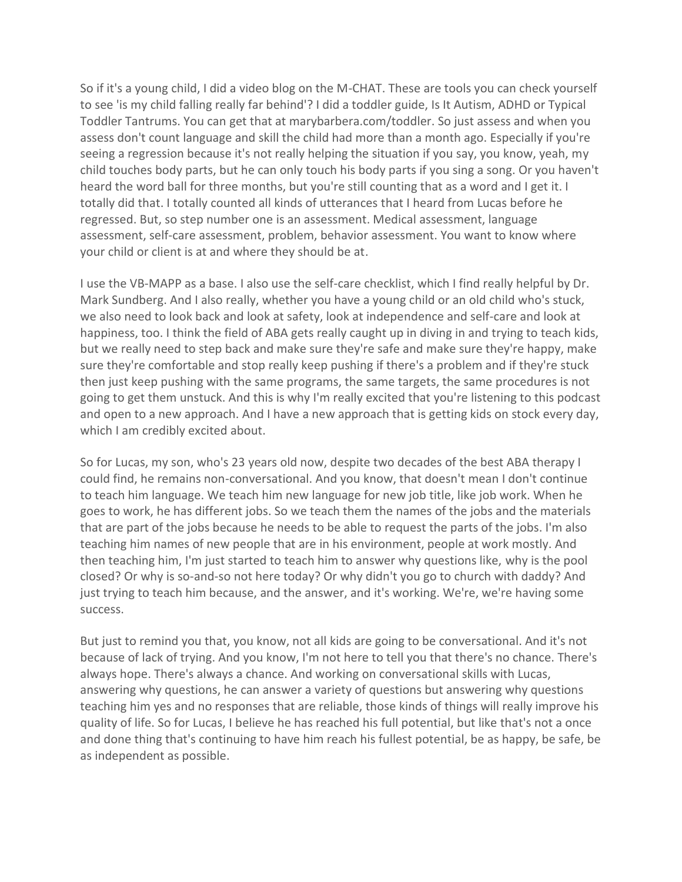So if it's a young child, I did a video blog on the M-CHAT. These are tools you can check yourself to see 'is my child falling really far behind'? I did a toddler guide, Is It Autism, ADHD or Typical Toddler Tantrums. You can get that at marybarbera.com/toddler. So just assess and when you assess don't count language and skill the child had more than a month ago. Especially if you're seeing a regression because it's not really helping the situation if you say, you know, yeah, my child touches body parts, but he can only touch his body parts if you sing a song. Or you haven't heard the word ball for three months, but you're still counting that as a word and I get it. I totally did that. I totally counted all kinds of utterances that I heard from Lucas before he regressed. But, so step number one is an assessment. Medical assessment, language assessment, self-care assessment, problem, behavior assessment. You want to know where your child or client is at and where they should be at.

I use the VB-MAPP as a base. I also use the self-care checklist, which I find really helpful by Dr. Mark Sundberg. And I also really, whether you have a young child or an old child who's stuck, we also need to look back and look at safety, look at independence and self-care and look at happiness, too. I think the field of ABA gets really caught up in diving in and trying to teach kids, but we really need to step back and make sure they're safe and make sure they're happy, make sure they're comfortable and stop really keep pushing if there's a problem and if they're stuck then just keep pushing with the same programs, the same targets, the same procedures is not going to get them unstuck. And this is why I'm really excited that you're listening to this podcast and open to a new approach. And I have a new approach that is getting kids on stock every day, which I am credibly excited about.

So for Lucas, my son, who's 23 years old now, despite two decades of the best ABA therapy I could find, he remains non-conversational. And you know, that doesn't mean I don't continue to teach him language. We teach him new language for new job title, like job work. When he goes to work, he has different jobs. So we teach them the names of the jobs and the materials that are part of the jobs because he needs to be able to request the parts of the jobs. I'm also teaching him names of new people that are in his environment, people at work mostly. And then teaching him, I'm just started to teach him to answer why questions like, why is the pool closed? Or why is so-and-so not here today? Or why didn't you go to church with daddy? And just trying to teach him because, and the answer, and it's working. We're, we're having some success.

But just to remind you that, you know, not all kids are going to be conversational. And it's not because of lack of trying. And you know, I'm not here to tell you that there's no chance. There's always hope. There's always a chance. And working on conversational skills with Lucas, answering why questions, he can answer a variety of questions but answering why questions teaching him yes and no responses that are reliable, those kinds of things will really improve his quality of life. So for Lucas, I believe he has reached his full potential, but like that's not a once and done thing that's continuing to have him reach his fullest potential, be as happy, be safe, be as independent as possible.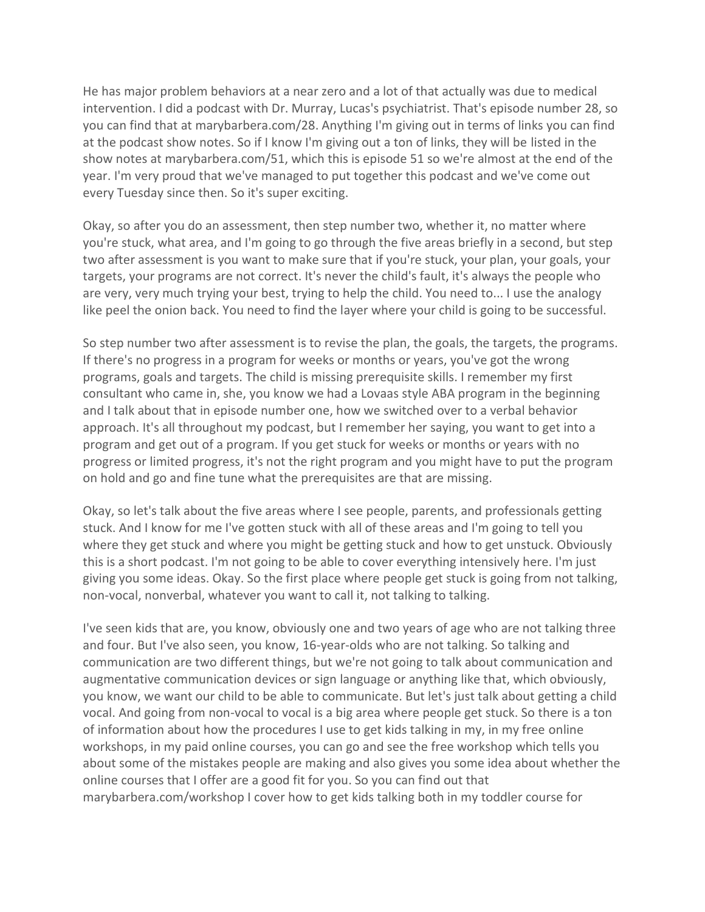He has major problem behaviors at a near zero and a lot of that actually was due to medical intervention. I did a podcast with Dr. Murray, Lucas's psychiatrist. That's episode number 28, so you can find that at marybarbera.com/28. Anything I'm giving out in terms of links you can find at the podcast show notes. So if I know I'm giving out a ton of links, they will be listed in the show notes at marybarbera.com/51, which this is episode 51 so we're almost at the end of the year. I'm very proud that we've managed to put together this podcast and we've come out every Tuesday since then. So it's super exciting.

Okay, so after you do an assessment, then step number two, whether it, no matter where you're stuck, what area, and I'm going to go through the five areas briefly in a second, but step two after assessment is you want to make sure that if you're stuck, your plan, your goals, your targets, your programs are not correct. It's never the child's fault, it's always the people who are very, very much trying your best, trying to help the child. You need to... I use the analogy like peel the onion back. You need to find the layer where your child is going to be successful.

So step number two after assessment is to revise the plan, the goals, the targets, the programs. If there's no progress in a program for weeks or months or years, you've got the wrong programs, goals and targets. The child is missing prerequisite skills. I remember my first consultant who came in, she, you know we had a Lovaas style ABA program in the beginning and I talk about that in episode number one, how we switched over to a verbal behavior approach. It's all throughout my podcast, but I remember her saying, you want to get into a program and get out of a program. If you get stuck for weeks or months or years with no progress or limited progress, it's not the right program and you might have to put the program on hold and go and fine tune what the prerequisites are that are missing.

Okay, so let's talk about the five areas where I see people, parents, and professionals getting stuck. And I know for me I've gotten stuck with all of these areas and I'm going to tell you where they get stuck and where you might be getting stuck and how to get unstuck. Obviously this is a short podcast. I'm not going to be able to cover everything intensively here. I'm just giving you some ideas. Okay. So the first place where people get stuck is going from not talking, non-vocal, nonverbal, whatever you want to call it, not talking to talking.

I've seen kids that are, you know, obviously one and two years of age who are not talking three and four. But I've also seen, you know, 16-year-olds who are not talking. So talking and communication are two different things, but we're not going to talk about communication and augmentative communication devices or sign language or anything like that, which obviously, you know, we want our child to be able to communicate. But let's just talk about getting a child vocal. And going from non-vocal to vocal is a big area where people get stuck. So there is a ton of information about how the procedures I use to get kids talking in my, in my free online workshops, in my paid online courses, you can go and see the free workshop which tells you about some of the mistakes people are making and also gives you some idea about whether the online courses that I offer are a good fit for you. So you can find out that marybarbera.com/workshop I cover how to get kids talking both in my toddler course for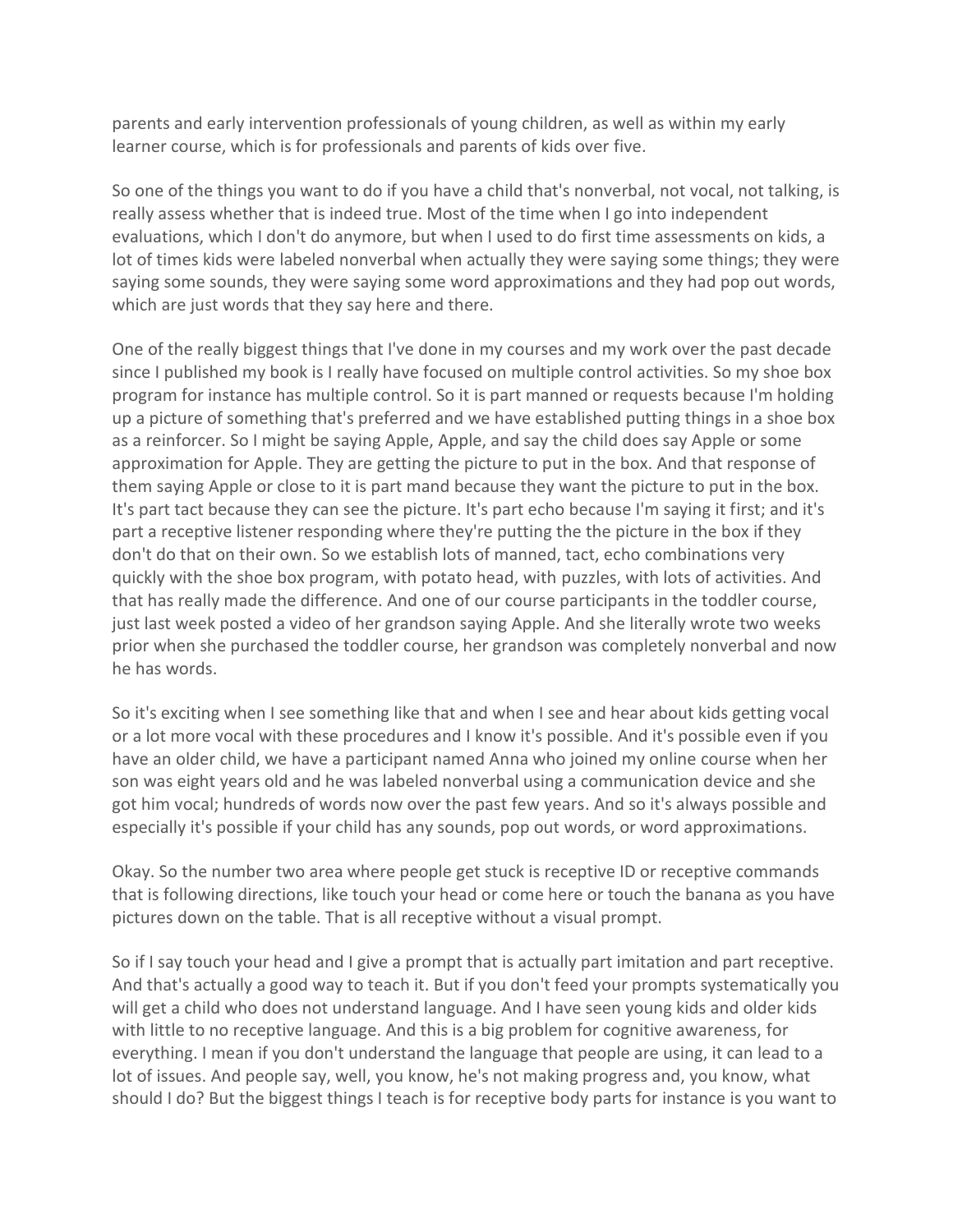parents and early intervention professionals of young children, as well as within my early learner course, which is for professionals and parents of kids over five.

So one of the things you want to do if you have a child that's nonverbal, not vocal, not talking, is really assess whether that is indeed true. Most of the time when I go into independent evaluations, which I don't do anymore, but when I used to do first time assessments on kids, a lot of times kids were labeled nonverbal when actually they were saying some things; they were saying some sounds, they were saying some word approximations and they had pop out words, which are just words that they say here and there.

One of the really biggest things that I've done in my courses and my work over the past decade since I published my book is I really have focused on multiple control activities. So my shoe box program for instance has multiple control. So it is part manned or requests because I'm holding up a picture of something that's preferred and we have established putting things in a shoe box as a reinforcer. So I might be saying Apple, Apple, and say the child does say Apple or some approximation for Apple. They are getting the picture to put in the box. And that response of them saying Apple or close to it is part mand because they want the picture to put in the box. It's part tact because they can see the picture. It's part echo because I'm saying it first; and it's part a receptive listener responding where they're putting the the picture in the box if they don't do that on their own. So we establish lots of manned, tact, echo combinations very quickly with the shoe box program, with potato head, with puzzles, with lots of activities. And that has really made the difference. And one of our course participants in the toddler course, just last week posted a video of her grandson saying Apple. And she literally wrote two weeks prior when she purchased the toddler course, her grandson was completely nonverbal and now he has words.

So it's exciting when I see something like that and when I see and hear about kids getting vocal or a lot more vocal with these procedures and I know it's possible. And it's possible even if you have an older child, we have a participant named Anna who joined my online course when her son was eight years old and he was labeled nonverbal using a communication device and she got him vocal; hundreds of words now over the past few years. And so it's always possible and especially it's possible if your child has any sounds, pop out words, or word approximations.

Okay. So the number two area where people get stuck is receptive ID or receptive commands that is following directions, like touch your head or come here or touch the banana as you have pictures down on the table. That is all receptive without a visual prompt.

So if I say touch your head and I give a prompt that is actually part imitation and part receptive. And that's actually a good way to teach it. But if you don't feed your prompts systematically you will get a child who does not understand language. And I have seen young kids and older kids with little to no receptive language. And this is a big problem for cognitive awareness, for everything. I mean if you don't understand the language that people are using, it can lead to a lot of issues. And people say, well, you know, he's not making progress and, you know, what should I do? But the biggest things I teach is for receptive body parts for instance is you want to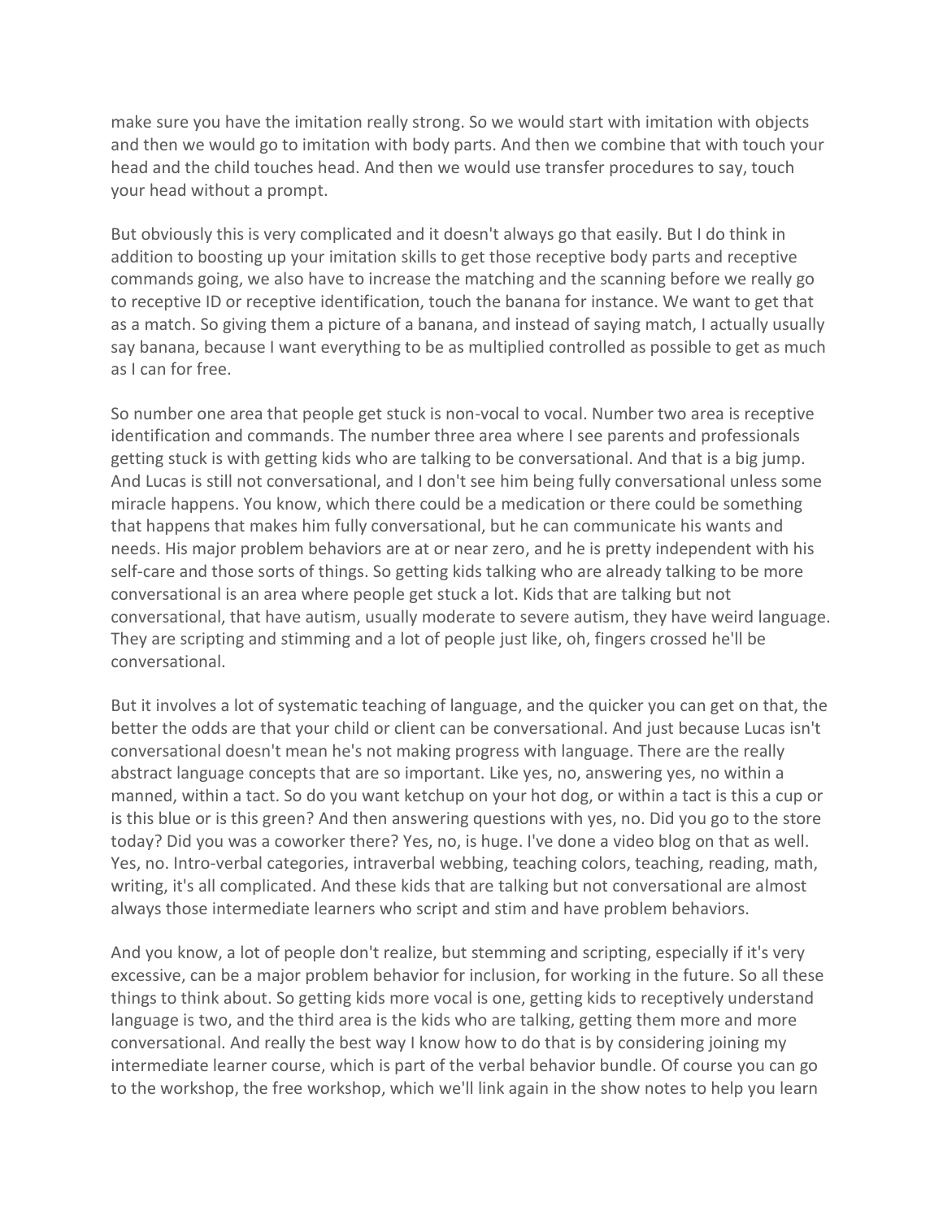make sure you have the imitation really strong. So we would start with imitation with objects and then we would go to imitation with body parts. And then we combine that with touch your head and the child touches head. And then we would use transfer procedures to say, touch your head without a prompt.

But obviously this is very complicated and it doesn't always go that easily. But I do think in addition to boosting up your imitation skills to get those receptive body parts and receptive commands going, we also have to increase the matching and the scanning before we really go to receptive ID or receptive identification, touch the banana for instance. We want to get that as a match. So giving them a picture of a banana, and instead of saying match, I actually usually say banana, because I want everything to be as multiplied controlled as possible to get as much as I can for free.

So number one area that people get stuck is non-vocal to vocal. Number two area is receptive identification and commands. The number three area where I see parents and professionals getting stuck is with getting kids who are talking to be conversational. And that is a big jump. And Lucas is still not conversational, and I don't see him being fully conversational unless some miracle happens. You know, which there could be a medication or there could be something that happens that makes him fully conversational, but he can communicate his wants and needs. His major problem behaviors are at or near zero, and he is pretty independent with his self-care and those sorts of things. So getting kids talking who are already talking to be more conversational is an area where people get stuck a lot. Kids that are talking but not conversational, that have autism, usually moderate to severe autism, they have weird language. They are scripting and stimming and a lot of people just like, oh, fingers crossed he'll be conversational.

But it involves a lot of systematic teaching of language, and the quicker you can get on that, the better the odds are that your child or client can be conversational. And just because Lucas isn't conversational doesn't mean he's not making progress with language. There are the really abstract language concepts that are so important. Like yes, no, answering yes, no within a manned, within a tact. So do you want ketchup on your hot dog, or within a tact is this a cup or is this blue or is this green? And then answering questions with yes, no. Did you go to the store today? Did you was a coworker there? Yes, no, is huge. I've done a video blog on that as well. Yes, no. Intro-verbal categories, intraverbal webbing, teaching colors, teaching, reading, math, writing, it's all complicated. And these kids that are talking but not conversational are almost always those intermediate learners who script and stim and have problem behaviors.

And you know, a lot of people don't realize, but stemming and scripting, especially if it's very excessive, can be a major problem behavior for inclusion, for working in the future. So all these things to think about. So getting kids more vocal is one, getting kids to receptively understand language is two, and the third area is the kids who are talking, getting them more and more conversational. And really the best way I know how to do that is by considering joining my intermediate learner course, which is part of the verbal behavior bundle. Of course you can go to the workshop, the free workshop, which we'll link again in the show notes to help you learn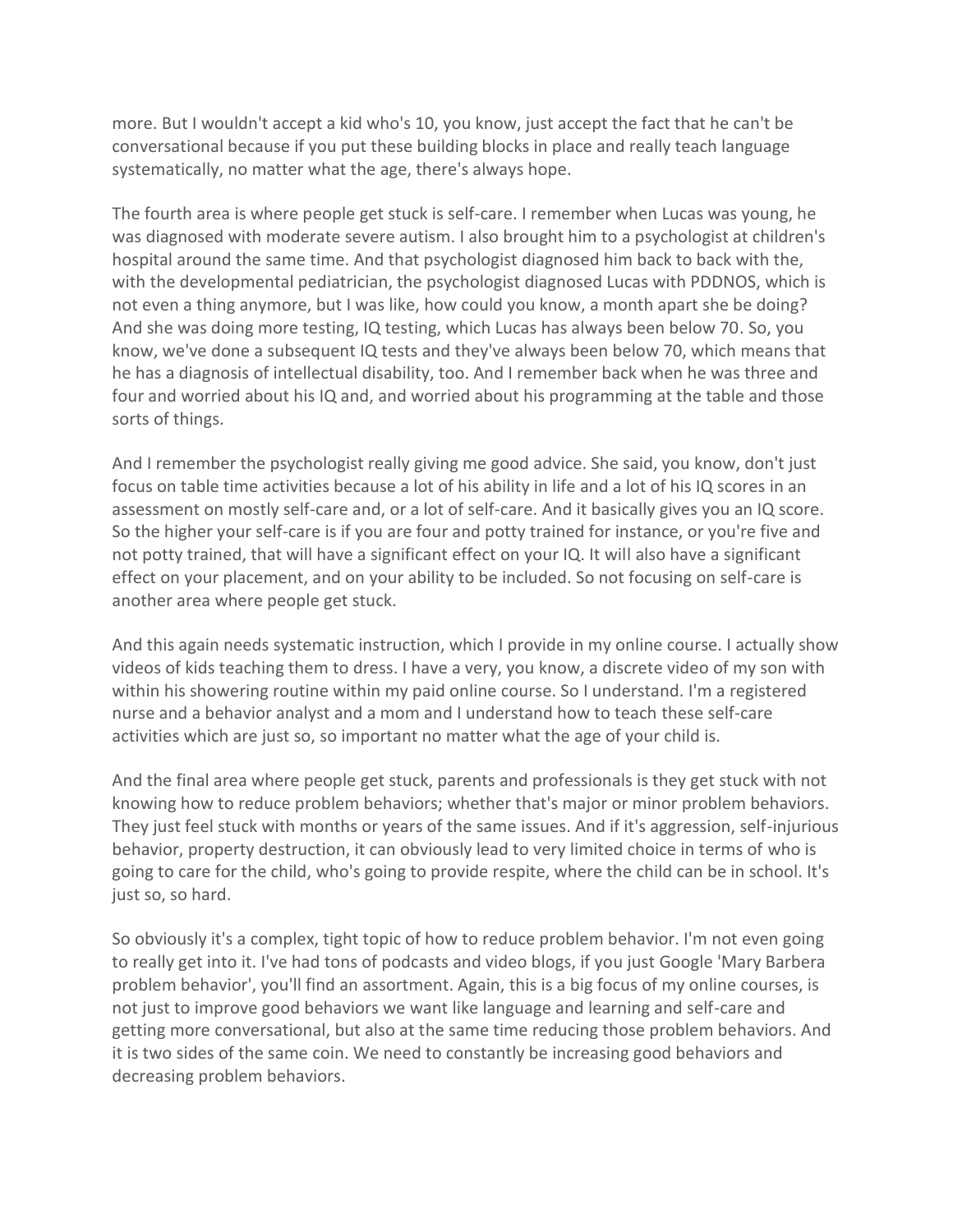more. But I wouldn't accept a kid who's 10, you know, just accept the fact that he can't be conversational because if you put these building blocks in place and really teach language systematically, no matter what the age, there's always hope.

The fourth area is where people get stuck is self-care. I remember when Lucas was young, he was diagnosed with moderate severe autism. I also brought him to a psychologist at children's hospital around the same time. And that psychologist diagnosed him back to back with the, with the developmental pediatrician, the psychologist diagnosed Lucas with PDDNOS, which is not even a thing anymore, but I was like, how could you know, a month apart she be doing? And she was doing more testing, IQ testing, which Lucas has always been below 70. So, you know, we've done a subsequent IQ tests and they've always been below 70, which means that he has a diagnosis of intellectual disability, too. And I remember back when he was three and four and worried about his IQ and, and worried about his programming at the table and those sorts of things.

And I remember the psychologist really giving me good advice. She said, you know, don't just focus on table time activities because a lot of his ability in life and a lot of his IQ scores in an assessment on mostly self-care and, or a lot of self-care. And it basically gives you an IQ score. So the higher your self-care is if you are four and potty trained for instance, or you're five and not potty trained, that will have a significant effect on your IQ. It will also have a significant effect on your placement, and on your ability to be included. So not focusing on self-care is another area where people get stuck.

And this again needs systematic instruction, which I provide in my online course. I actually show videos of kids teaching them to dress. I have a very, you know, a discrete video of my son with within his showering routine within my paid online course. So I understand. I'm a registered nurse and a behavior analyst and a mom and I understand how to teach these self-care activities which are just so, so important no matter what the age of your child is.

And the final area where people get stuck, parents and professionals is they get stuck with not knowing how to reduce problem behaviors; whether that's major or minor problem behaviors. They just feel stuck with months or years of the same issues. And if it's aggression, self-injurious behavior, property destruction, it can obviously lead to very limited choice in terms of who is going to care for the child, who's going to provide respite, where the child can be in school. It's just so, so hard.

So obviously it's a complex, tight topic of how to reduce problem behavior. I'm not even going to really get into it. I've had tons of podcasts and video blogs, if you just Google 'Mary Barbera problem behavior', you'll find an assortment. Again, this is a big focus of my online courses, is not just to improve good behaviors we want like language and learning and self-care and getting more conversational, but also at the same time reducing those problem behaviors. And it is two sides of the same coin. We need to constantly be increasing good behaviors and decreasing problem behaviors.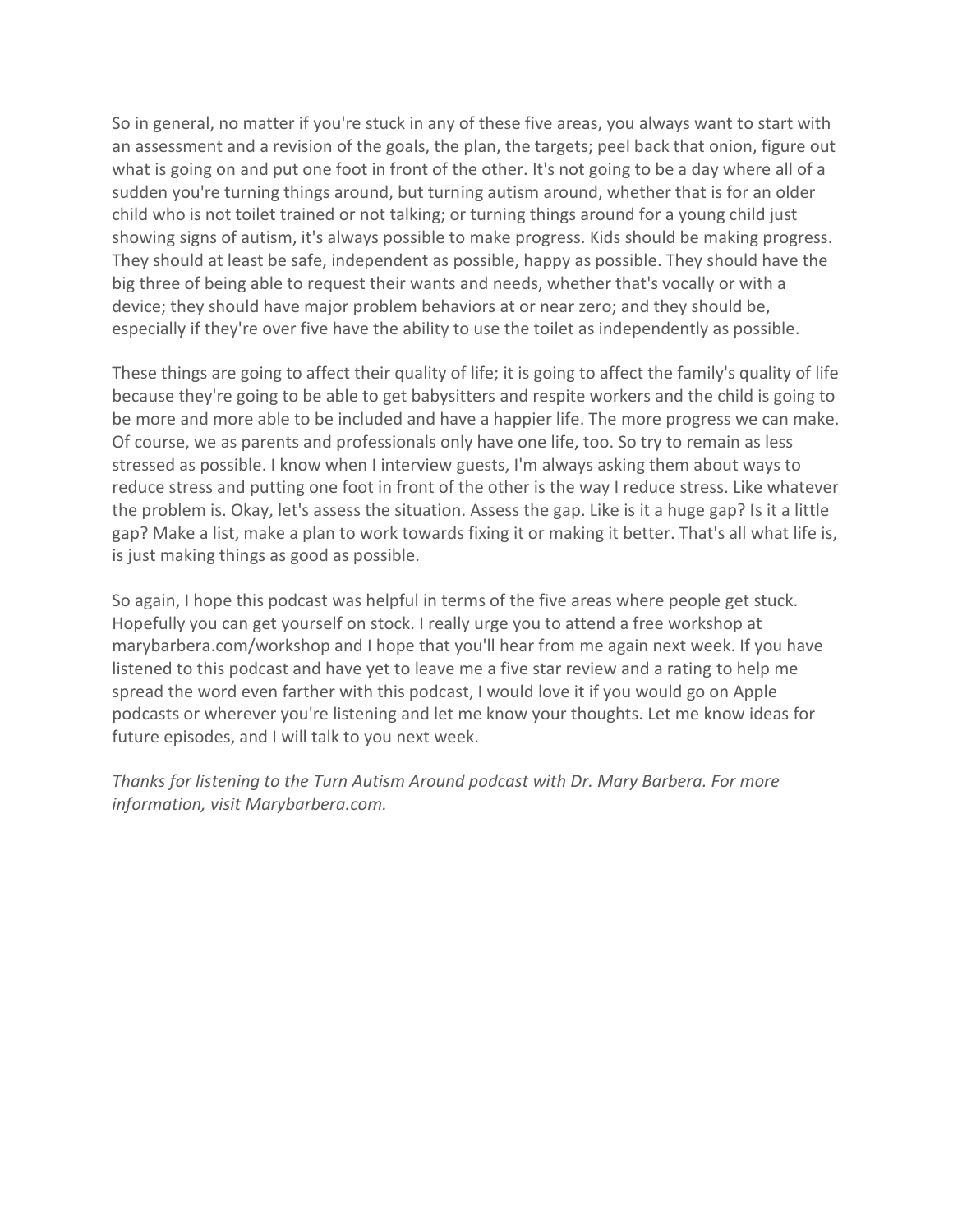So in general, no matter if you're stuck in any of these five areas, you always want to start with an assessment and a revision of the goals, the plan, the targets; peel back that onion, figure out what is going on and put one foot in front of the other. It's not going to be a day where all of a sudden you're turning things around, but turning autism around, whether that is for an older child who is not toilet trained or not talking; or turning things around for a young child just showing signs of autism, it's always possible to make progress. Kids should be making progress. They should at least be safe, independent as possible, happy as possible. They should have the big three of being able to request their wants and needs, whether that's vocally or with a device; they should have major problem behaviors at or near zero; and they should be, especially if they're over five have the ability to use the toilet as independently as possible.

These things are going to affect their quality of life; it is going to affect the family's quality of life because they're going to be able to get babysitters and respite workers and the child is going to be more and more able to be included and have a happier life. The more progress we can make. Of course, we as parents and professionals only have one life, too. So try to remain as less stressed as possible. I know when I interview guests, I'm always asking them about ways to reduce stress and putting one foot in front of the other is the way I reduce stress. Like whatever the problem is. Okay, let's assess the situation. Assess the gap. Like is it a huge gap? Is it a little gap? Make a list, make a plan to work towards fixing it or making it better. That's all what life is, is just making things as good as possible.

So again, I hope this podcast was helpful in terms of the five areas where people get stuck. Hopefully you can get yourself on stock. I really urge you to attend a free workshop at marybarbera.com/workshop and I hope that you'll hear from me again next week. If you have listened to this podcast and have yet to leave me a five star review and a rating to help me spread the word even farther with this podcast, I would love it if you would go on Apple podcasts or wherever you're listening and let me know your thoughts. Let me know ideas for future episodes, and I will talk to you next week.

*Thanks for listening to the Turn Autism Around podcast with Dr. Mary Barbera. For more information, visit Marybarbera.com.*